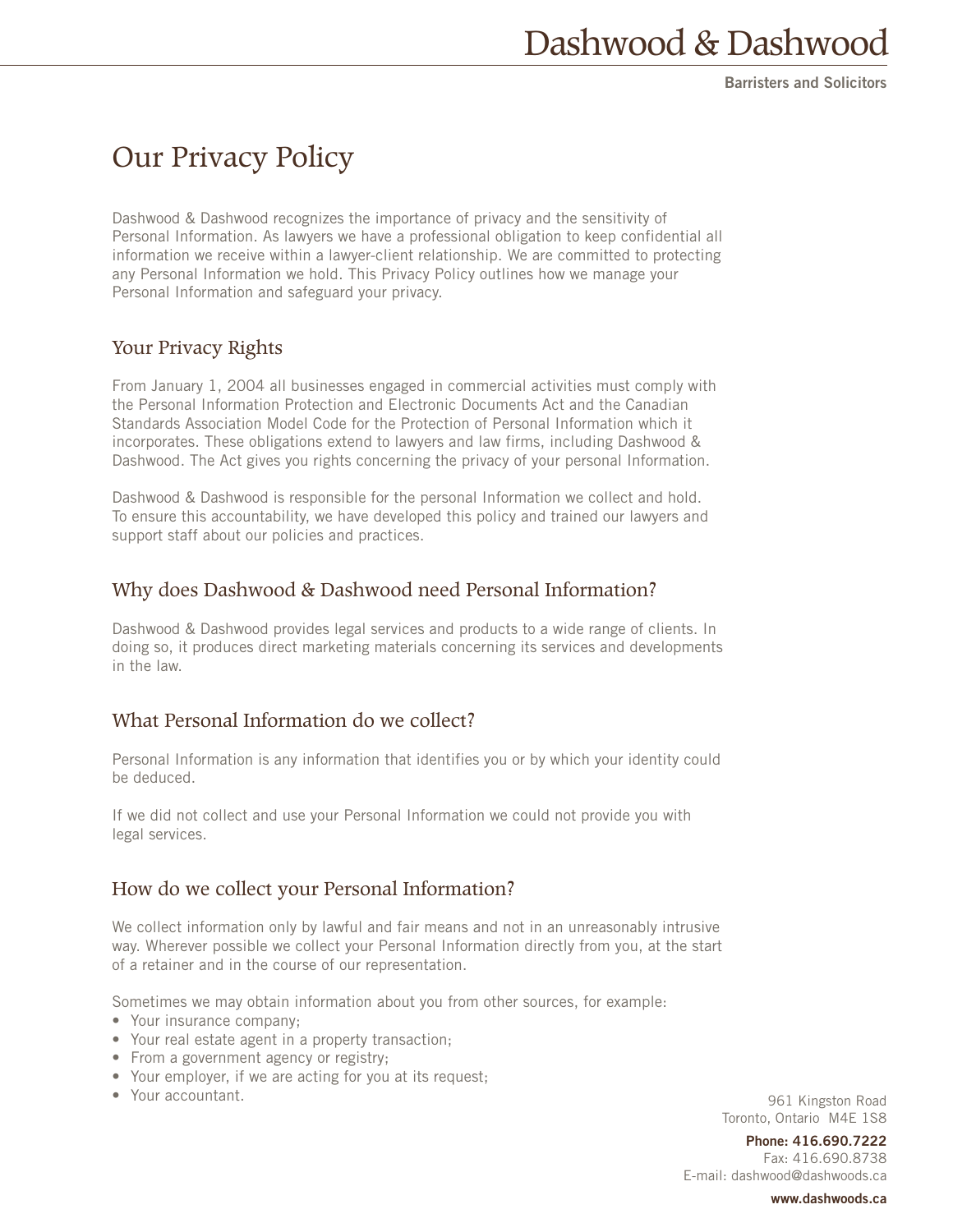# Dashwood & Dashwood

**Barristers and Solicitors**

## Our Privacy Policy

Dashwood & Dashwood recognizes the importance of privacy and the sensitivity of Personal Information. As lawyers we have a professional obligation to keep confidential all information we receive within a lawyer-client relationship. We are committed to protecting any Personal Information we hold. This Privacy Policy outlines how we manage your Personal Information and safeguard your privacy.

### Your Privacy Rights

From January 1, 2004 all businesses engaged in commercial activities must comply with the Personal Information Protection and Electronic Documents Act and the Canadian Standards Association Model Code for the Protection of Personal Information which it incorporates. These obligations extend to lawyers and law firms, including Dashwood & Dashwood. The Act gives you rights concerning the privacy of your personal Information.

Dashwood & Dashwood is responsible for the personal Information we collect and hold. To ensure this accountability, we have developed this policy and trained our lawyers and support staff about our policies and practices.

### Why does Dashwood & Dashwood need Personal Information?

Dashwood & Dashwood provides legal services and products to a wide range of clients. In doing so, it produces direct marketing materials concerning its services and developments in the law.

### What Personal Information do we collect?

Personal Information is any information that identifies you or by which your identity could be deduced.

If we did not collect and use your Personal Information we could not provide you with legal services.

### How do we collect your Personal Information?

We collect information only by lawful and fair means and not in an unreasonably intrusive way. Wherever possible we collect your Personal Information directly from you, at the start of a retainer and in the course of our representation.

Sometimes we may obtain information about you from other sources, for example:

- Your insurance company;
- Your real estate agent in a property transaction;
- From a government agency or registry;
- Your employer, if we are acting for you at its request;
- Your accountant.

961 Kingston Road
Toronto, Ontario M4E 1S8

**Phone: 416.690.7222**
Fax: 416.690.8738
E-mail: dashwood@dashwoods.ca

**www.dashwoods.ca**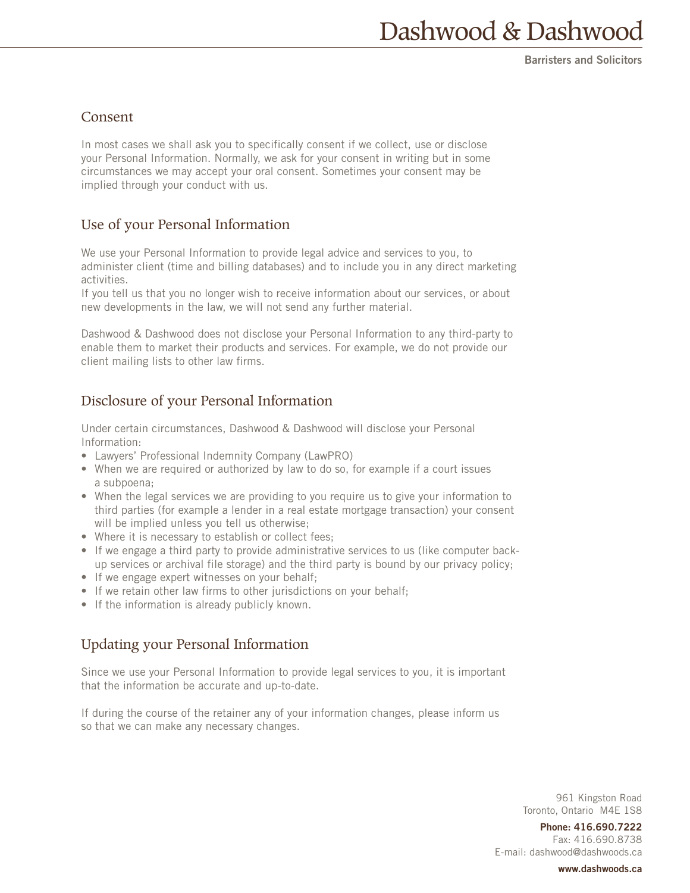## Consent

In most cases we shall ask you to specifically consent if we collect, use or disclose your Personal Information. Normally, we ask for your consent in writing but in some circumstances we may accept your oral consent. Sometimes your consent may be implied through your conduct with us.

## Use of your Personal Information

We use your Personal Information to provide legal advice and services to you, to administer client (time and billing databases) and to include you in any direct marketing activities.
If you tell us that you no longer wish to receive information about our services, or about new developments in the law, we will not send any further material.

Dashwood & Dashwood does not disclose your Personal Information to any third-party to enable them to market their products and services. For example, we do not provide our client mailing lists to other law firms.

## Disclosure of your Personal Information

Under certain circumstances, Dashwood & Dashwood will disclose your Personal Information:

- Lawyers' Professional Indemnity Company (LawPRO)
- When we are required or authorized by law to do so, for example if a court issues a subpoena;
- When the legal services we are providing to you require us to give your information to third parties (for example a lender in a real estate mortgage transaction) your consent will be implied unless you tell us otherwise;
- Where it is necessary to establish or collect fees;
- If we engage a third party to provide administrative services to us (like computer back-up services or archival file storage) and the third party is bound by our privacy policy;
- If we engage expert witnesses on your behalf;
- If we retain other law firms to other jurisdictions on your behalf;
- If the information is already publicly known.

## Updating your Personal Information

Since we use your Personal Information to provide legal services to you, it is important that the information be accurate and up-to-date.

If during the course of the retainer any of your information changes, please inform us so that we can make any necessary changes.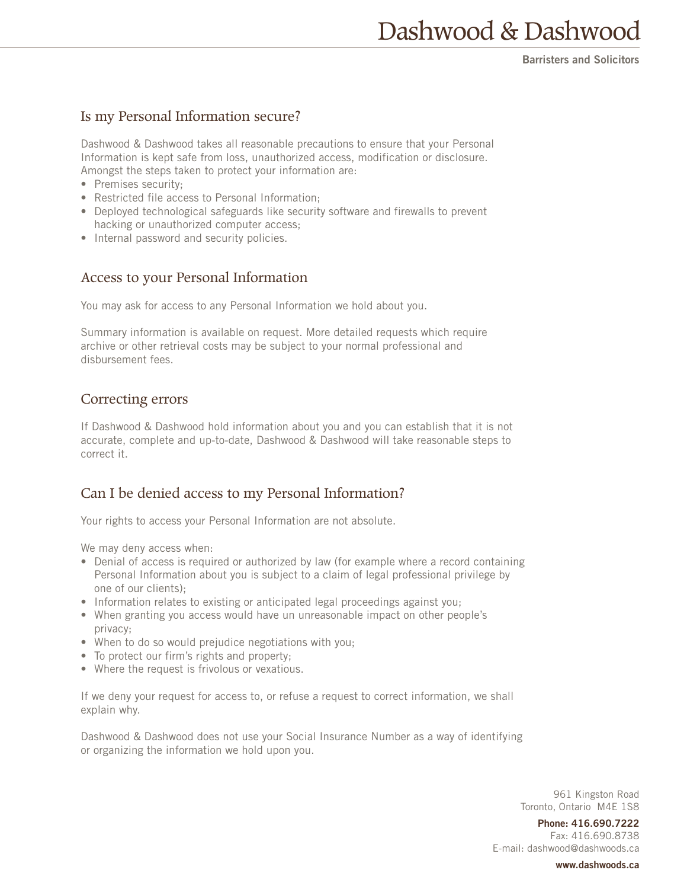## Is my Personal Information secure?

Dashwood & Dashwood takes all reasonable precautions to ensure that your Personal Information is kept safe from loss, unauthorized access, modification or disclosure. Amongst the steps taken to protect your information are:

- Premises security;
- Restricted file access to Personal Information;
- Deployed technological safeguards like security software and firewalls to prevent hacking or unauthorized computer access;
- Internal password and security policies.

## Access to your Personal Information

You may ask for access to any Personal Information we hold about you.

Summary information is available on request. More detailed requests which require archive or other retrieval costs may be subject to your normal professional and disbursement fees.

## Correcting errors

If Dashwood & Dashwood hold information about you and you can establish that it is not accurate, complete and up-to-date, Dashwood & Dashwood will take reasonable steps to correct it.

## Can I be denied access to my Personal Information?

Your rights to access your Personal Information are not absolute.

We may deny access when:

- Denial of access is required or authorized by law (for example where a record containing Personal Information about you is subject to a claim of legal professional privilege by one of our clients);
- Information relates to existing or anticipated legal proceedings against you;
- When granting you access would have un unreasonable impact on other people's privacy;
- When to do so would prejudice negotiations with you;
- To protect our firm's rights and property;
- Where the request is frivolous or vexatious.

If we deny your request for access to, or refuse a request to correct information, we shall explain why.

Dashwood & Dashwood does not use your Social Insurance Number as a way of identifying or organizing the information we hold upon you.

961 Kingston Road
Toronto, Ontario M4E 1S8

**Phone: 416.690.7222**
Fax: 416.690.8738
E-mail: dashwood@dashwoods.ca

**www.dashwoods.ca**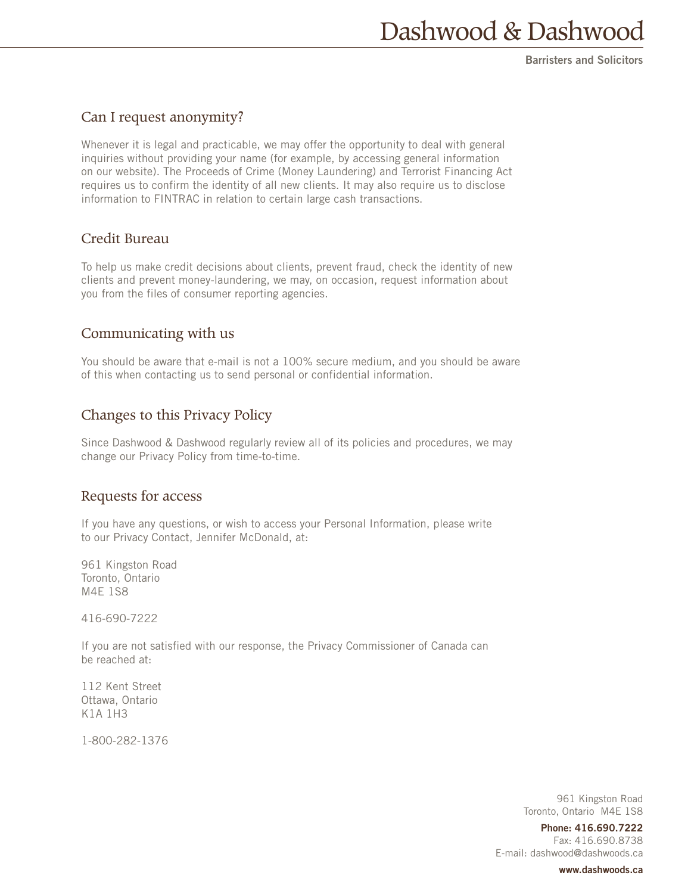## Can I request anonymity?

Whenever it is legal and practicable, we may offer the opportunity to deal with general inquiries without providing your name (for example, by accessing general information on our website). The Proceeds of Crime (Money Laundering) and Terrorist Financing Act requires us to confirm the identity of all new clients. It may also require us to disclose information to FINTRAC in relation to certain large cash transactions.

## Credit Bureau

To help us make credit decisions about clients, prevent fraud, check the identity of new clients and prevent money-laundering, we may, on occasion, request information about you from the files of consumer reporting agencies.

## Communicating with us

You should be aware that e-mail is not a 100% secure medium, and you should be aware of this when contacting us to send personal or confidential information.

## Changes to this Privacy Policy

Since Dashwood & Dashwood regularly review all of its policies and procedures, we may change our Privacy Policy from time-to-time.

## Requests for access

If you have any questions, or wish to access your Personal Information, please write to our Privacy Contact, Jennifer McDonald, at:

961 Kingston Road
Toronto, Ontario
M4E 1S8

416-690-7222

If you are not satisfied with our response, the Privacy Commissioner of Canada can be reached at:

112 Kent Street
Ottawa, Ontario
K1A 1H3

1-800-282-1376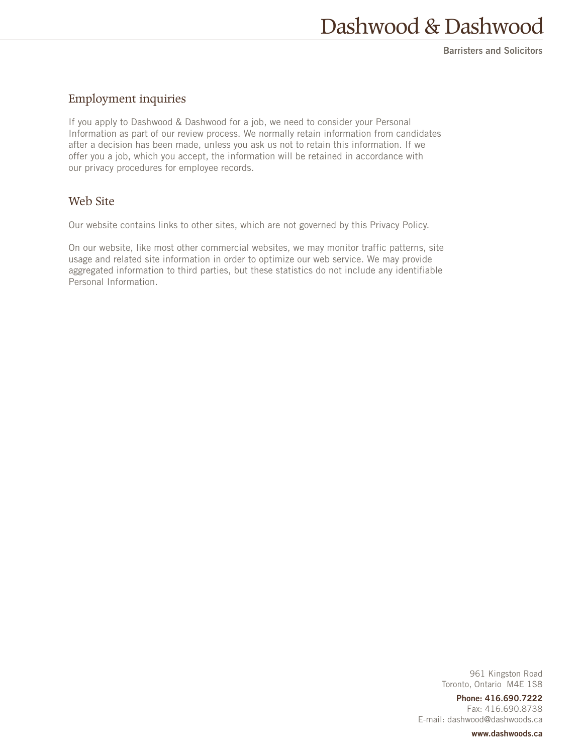## Employment inquiries

If you apply to Dashwood & Dashwood for a job, we need to consider your Personal Information as part of our review process. We normally retain information from candidates after a decision has been made, unless you ask us not to retain this information. If we offer you a job, which you accept, the information will be retained in accordance with our privacy procedures for employee records.

## Web Site

Our website contains links to other sites, which are not governed by this Privacy Policy.

On our website, like most other commercial websites, we may monitor traffic patterns, site usage and related site information in order to optimize our web service. We may provide aggregated information to third parties, but these statistics do not include any identifiable Personal Information.